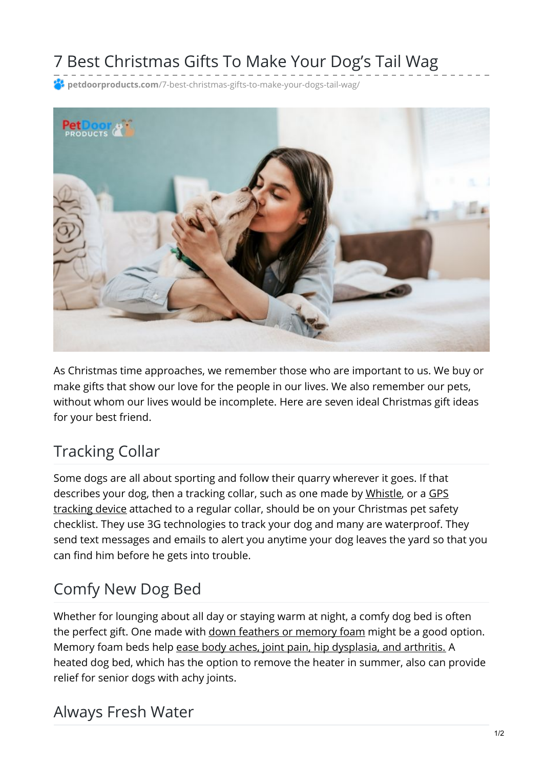# 7 Best Christmas Gifts To Make Your Dog's Tail Wag

petdoorproducts.com/7-best-christmas-gifts-to-make-your-dogs-tail-wag/

As Christmas time approaches, we remember those who are important to us. We buy or make gifts that show our love for the people in our lives. We also remember our pets, without whom our lives would be incomplete. Here are seven ideal Christmas gift ideas for your best friend.

## Tracking Collar

Some dogs are all about sporting and follow their quarry wherever it goes. If that describes your dog, then a tracking collar, such as one made by Whistle, or a GPS tracking device attached to a regular collar, should be on your Christmas pet safety checklist. They use 3G technologies to track your dog and many are waterproof. They send text messages and emails to alert you anytime your dog leaves the yard so that you can find him before he gets into trouble.

## Comfy New Dog Bed

Whether for lounging about all day or staying warm at night, a comfy dog bed is often the perfect gift. One made with down feathers or memory foam might be a good option. Memory foam beds help ease body aches, joint pain, hip dysplasia, and arthritis. A heated dog bed, which has the option to remove the heater in summer, also can provide relief for senior dogs with achy joints.

## Always Fresh Water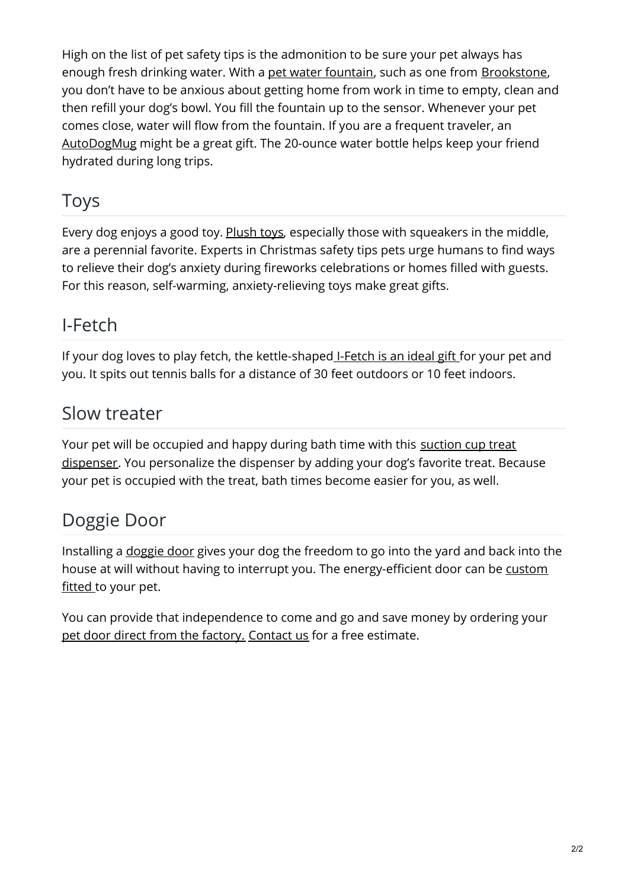High on the list of pet safety tips is the admonition to be sure your pet always has enough fresh drinking water. With a pet water fountain, such as one from Brookstone, you don't have to be anxious about getting home from work in time to empty, clean and then refill your dog's bowl. You fill the fountain up to the sensor. Whenever your pet comes close, water will flow from the fountain. If you are a frequent traveler, an AutoDogMug might be a great gift. The 20-ounce water bottle helps keep your friend hydrated during long trips.

## Toys

Every dog enjoys a good toy. Plush toys, especially those with squeakers in the middle, are a perennial favorite. Experts in Christmas safety tips pets urge humans to find ways to relieve their dog's anxiety during fireworks celebrations or homes filled with guests. For this reason, self-warming, anxiety-relieving toys make great gifts.

## I-Fetch

If your dog loves to play fetch, the kettle-shaped I-Fetch is an ideal gift for your pet and you. It spits out tennis balls for a distance of 30 feet outdoors or 10 feet indoors.

## Slow treater

Your pet will be occupied and happy during bath time with this suction cup treat dispenser. You personalize the dispenser by adding your dog's favorite treat. Because your pet is occupied with the treat, bath times become easier for you, as well.

## Doggie Door

Installing a doggie door gives your dog the freedom to go into the yard and back into the house at will without having to interrupt you. The energy-efficient door can be custom fitted to your pet.

You can provide that independence to come and go and save money by ordering your pet door direct from the factory. Contact us for a free estimate.